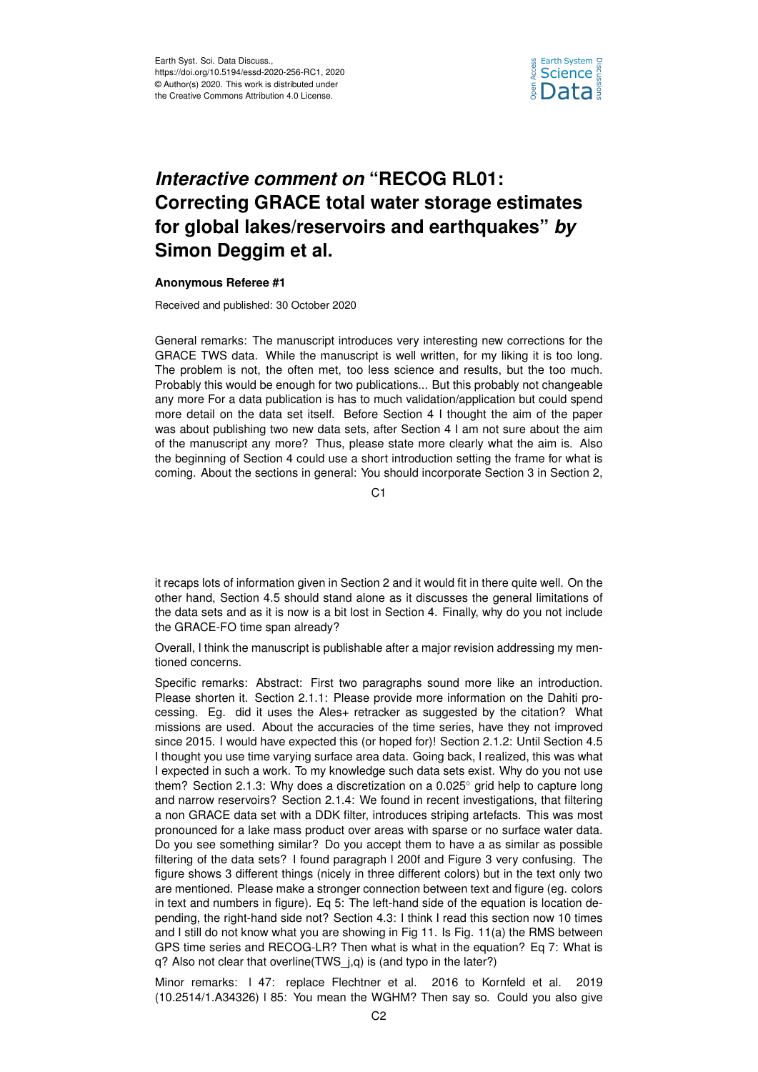Earth Syst. Sci. Data Discuss.,
https://doi.org/10.5194/essd-2020-256-RC1, 2020
© Author(s) 2020. This work is distributed under
the Creative Commons Attribution 4.0 License.

# *Interactive comment on* "RECOG RL01: Correcting GRACE total water storage estimates for global lakes/reservoirs and earthquakes" *by* Simon Deggim et al.

**Anonymous Referee #1**

Received and published: 30 October 2020

General remarks: The manuscript introduces very interesting new corrections for the GRACE TWS data. While the manuscript is well written, for my liking it is too long. The problem is not, the often met, too less science and results, but the too much. Probably this would be enough for two publications... But this probably not changeable any more For a data publication is has to much validation/application but could spend more detail on the data set itself. Before Section 4 I thought the aim of the paper was about publishing two new data sets, after Section 4 I am not sure about the aim of the manuscript any more? Thus, please state more clearly what the aim is. Also the beginning of Section 4 could use a short introduction setting the frame for what is coming. About the sections in general: You should incorporate Section 3 in Section 2, it recaps lots of information given in Section 2 and it would fit in there quite well. On the other hand, Section 4.5 should stand alone as it discusses the general limitations of the data sets and as it is now is a bit lost in Section 4. Finally, why do you not include the GRACE-FO time span already?

Overall, I think the manuscript is publishable after a major revision addressing my mentioned concerns.

Specific remarks: Abstract: First two paragraphs sound more like an introduction. Please shorten it. Section 2.1.1: Please provide more information on the Dahiti processing. Eg. did it uses the Ales+ retracker as suggested by the citation? What missions are used. About the accuracies of the time series, have they not improved since 2015. I would have expected this (or hoped for)! Section 2.1.2: Until Section 4.5 I thought you use time varying surface area data. Going back, I realized, this was what I expected in such a work. To my knowledge such data sets exist. Why do you not use them? Section 2.1.3: Why does a discretization on a 0.025° grid help to capture long and narrow reservoirs? Section 2.1.4: We found in recent investigations, that filtering a non GRACE data set with a DDK filter, introduces striping artefacts. This was most pronounced for a lake mass product over areas with sparse or no surface water data. Do you see something similar? Do you accept them to have a as similar as possible filtering of the data sets? I found paragraph l 200f and Figure 3 very confusing. The figure shows 3 different things (nicely in three different colors) but in the text only two are mentioned. Please make a stronger connection between text and figure (eg. colors in text and numbers in figure). Eq 5: The left-hand side of the equation is location depending, the right-hand side not? Section 4.3: I think I read this section now 10 times and I still do not know what you are showing in Fig 11. Is Fig. 11(a) the RMS between GPS time series and RECOG-LR? Then what is what in the equation? Eq 7: What is q? Also not clear that overline(TWS_j,q) is (and typo in the later?)

Minor remarks: l 47: replace Flechtner et al. 2016 to Kornfeld et al. 2019 (10.2514/1.A34326) l 85: You mean the WGHM? Then say so. Could you also give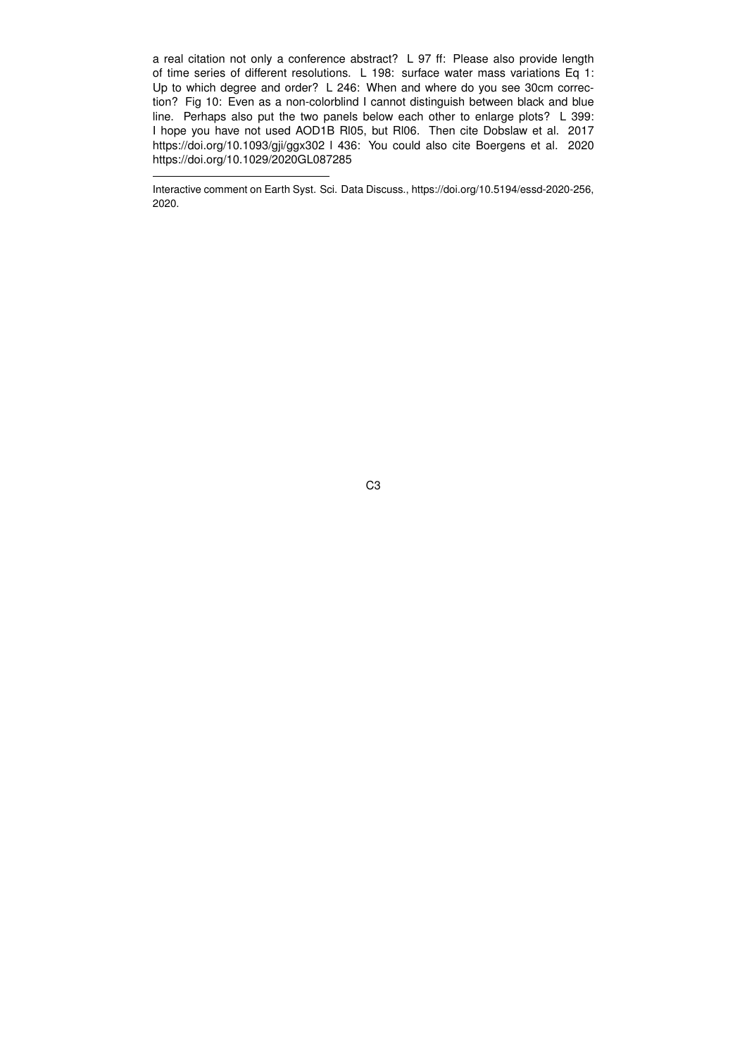a real citation not only a conference abstract? L 97 ff: Please also provide length of time series of different resolutions. L 198: surface water mass variations Eq 1: Up to which degree and order? L 246: When and where do you see 30cm correction? Fig 10: Even as a non-colorblind I cannot distinguish between black and blue line. Perhaps also put the two panels below each other to enlarge plots? L 399: I hope you have not used AOD1B Rl05, but Rl06. Then cite Dobslaw et al. 2017 https://doi.org/10.1093/gji/ggx302 l 436: You could also cite Boergens et al. 2020 https://doi.org/10.1029/2020GL087285

---

Interactive comment on Earth Syst. Sci. Data Discuss., https://doi.org/10.5194/essd-2020-256, 2020.